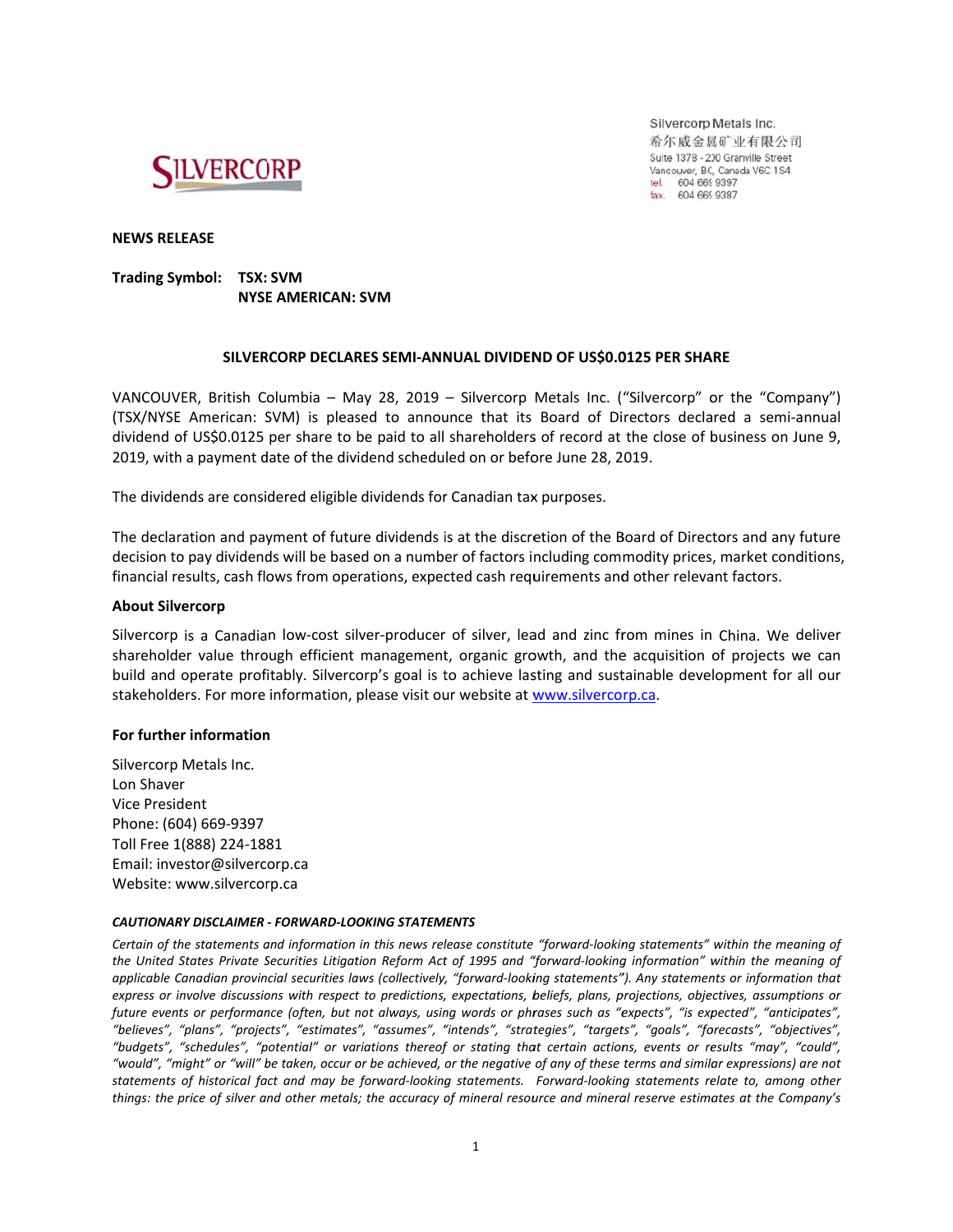Silvercorp Metals Inc.
希尔威金属矿业有限公司
Suite 1378 - 200 Granville Street
Vancouver, BC, Canada V6C 1S4
tel. 604 669 9397
fax. 604 669 9387

**NEWS RELEASE**

**Trading Symbol: TSX: SVM**
**NYSE AMERICAN: SVM**

**SILVERCORP DECLARES SEMI-ANNUAL DIVIDEND OF US$0.0125 PER SHARE**

VANCOUVER, British Columbia – May 28, 2019 – Silvercorp Metals Inc. ("Silvercorp" or the "Company") (TSX/NYSE American: SVM) is pleased to announce that its Board of Directors declared a semi-annual dividend of US$0.0125 per share to be paid to all shareholders of record at the close of business on June 9, 2019, with a payment date of the dividend scheduled on or before June 28, 2019.

The dividends are considered eligible dividends for Canadian tax purposes.

The declaration and payment of future dividends is at the discretion of the Board of Directors and any future decision to pay dividends will be based on a number of factors including commodity prices, market conditions, financial results, cash flows from operations, expected cash requirements and other relevant factors.

**About Silvercorp**

Silvercorp is a Canadian low-cost silver-producer of silver, lead and zinc from mines in China. We deliver shareholder value through efficient management, organic growth, and the acquisition of projects we can build and operate profitably. Silvercorp's goal is to achieve lasting and sustainable development for all our stakeholders. For more information, please visit our website at www.silvercorp.ca.

**For further information**

Silvercorp Metals Inc.
Lon Shaver
Vice President
Phone: (604) 669-9397
Toll Free 1(888) 224-1881
Email: investor@silvercorp.ca
Website: www.silvercorp.ca

***CAUTIONARY DISCLAIMER - FORWARD-LOOKING STATEMENTS***

*Certain of the statements and information in this news release constitute "forward-looking statements" within the meaning of the United States Private Securities Litigation Reform Act of 1995 and "forward-looking information" within the meaning of applicable Canadian provincial securities laws (collectively, "forward-looking statements"). Any statements or information that express or involve discussions with respect to predictions, expectations, beliefs, plans, projections, objectives, assumptions or future events or performance (often, but not always, using words or phrases such as "expects", "is expected", "anticipates", "believes", "plans", "projects", "estimates", "assumes", "intends", "strategies", "targets", "goals", "forecasts", "objectives", "budgets", "schedules", "potential" or variations thereof or stating that certain actions, events or results "may", "could", "would", "might" or "will" be taken, occur or be achieved, or the negative of any of these terms and similar expressions) are not statements of historical fact and may be forward-looking statements. Forward-looking statements relate to, among other things: the price of silver and other metals; the accuracy of mineral resource and mineral reserve estimates at the Company's*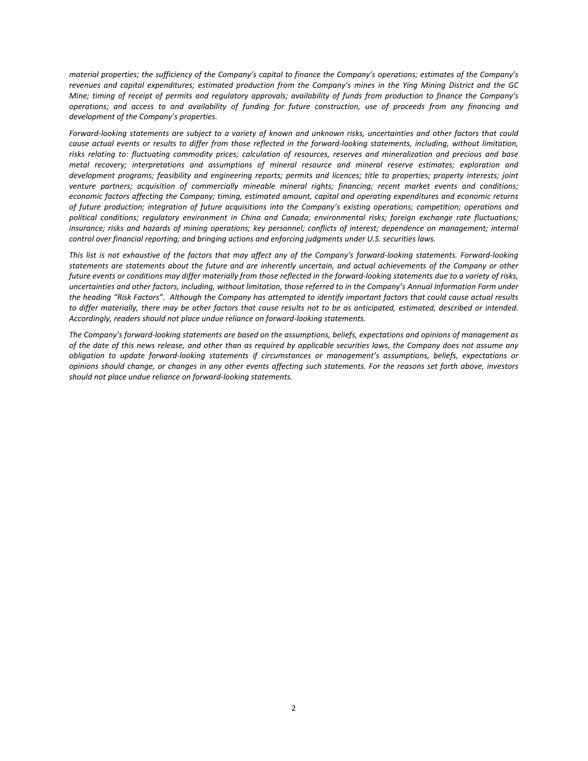*material properties; the sufficiency of the Company's capital to finance the Company's operations; estimates of the Company's revenues and capital expenditures; estimated production from the Company's mines in the Ying Mining District and the GC Mine; timing of receipt of permits and regulatory approvals; availability of funds from production to finance the Company's operations; and access to and availability of funding for future construction, use of proceeds from any financing and development of the Company's properties.*

*Forward-looking statements are subject to a variety of known and unknown risks, uncertainties and other factors that could cause actual events or results to differ from those reflected in the forward-looking statements, including, without limitation, risks relating to: fluctuating commodity prices; calculation of resources, reserves and mineralization and precious and base metal recovery; interpretations and assumptions of mineral resource and mineral reserve estimates; exploration and development programs; feasibility and engineering reports; permits and licences; title to properties; property interests; joint venture partners; acquisition of commercially mineable mineral rights; financing; recent market events and conditions; economic factors affecting the Company; timing, estimated amount, capital and operating expenditures and economic returns of future production; integration of future acquisitions into the Company's existing operations; competition; operations and political conditions; regulatory environment in China and Canada; environmental risks; foreign exchange rate fluctuations; insurance; risks and hazards of mining operations; key personnel; conflicts of interest; dependence on management; internal control over financial reporting; and bringing actions and enforcing judgments under U.S. securities laws.*

*This list is not exhaustive of the factors that may affect any of the Company's forward-looking statements. Forward-looking statements are statements about the future and are inherently uncertain, and actual achievements of the Company or other future events or conditions may differ materially from those reflected in the forward-looking statements due to a variety of risks, uncertainties and other factors, including, without limitation, those referred to in the Company's Annual Information Form under the heading "Risk Factors". Although the Company has attempted to identify important factors that could cause actual results to differ materially, there may be other factors that cause results not to be as anticipated, estimated, described or intended. Accordingly, readers should not place undue reliance on forward-looking statements.*

*The Company's forward-looking statements are based on the assumptions, beliefs, expectations and opinions of management as of the date of this news release, and other than as required by applicable securities laws, the Company does not assume any obligation to update forward-looking statements if circumstances or management's assumptions, beliefs, expectations or opinions should change, or changes in any other events affecting such statements. For the reasons set forth above, investors should not place undue reliance on forward-looking statements.*